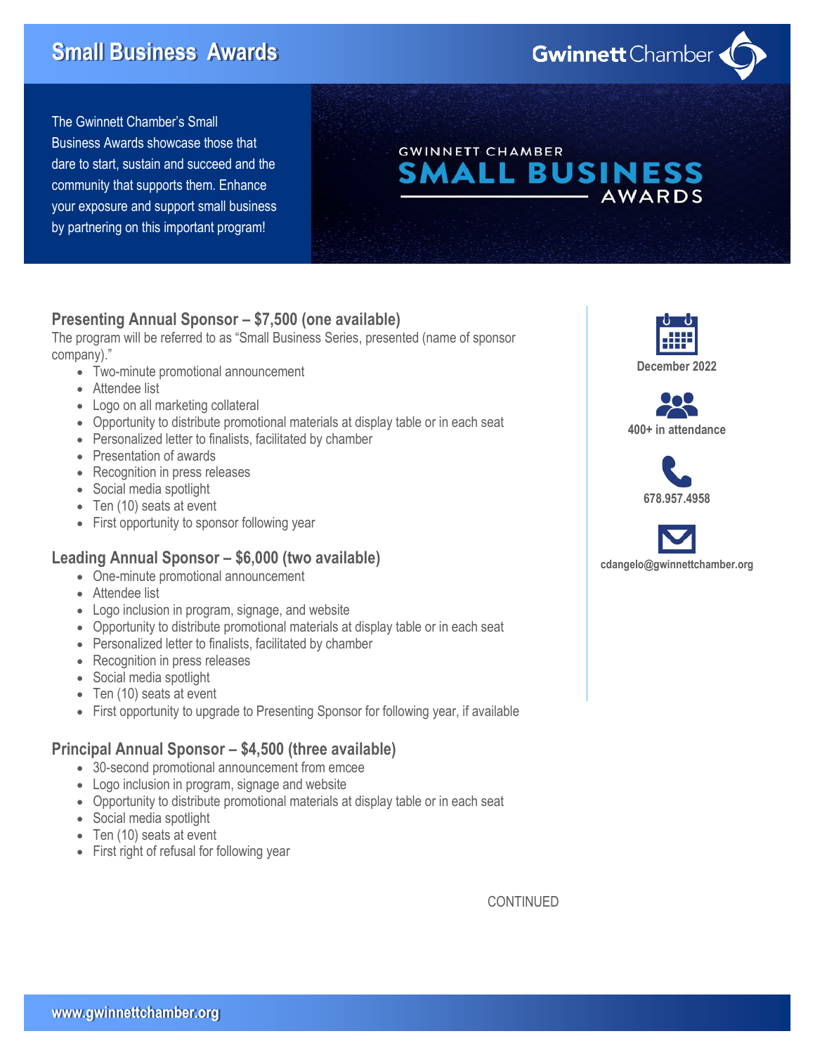# Small Business Awards

Gwinnett Chamber

The Gwinnett Chamber's Small Business Awards showcase those that dare to start, sustain and succeed and the community that supports them. Enhance your exposure and support small business by partnering on this important program!

GWINNETT CHAMBER
SMALL BUSINESS
AWARDS

December 2022

400+ in attendance

678.957.4958

cdangelo@gwinnettchamber.org

## Presenting Annual Sponsor – $7,500 (one available)

The program will be referred to as "Small Business Series, presented (name of sponsor company)."

- Two-minute promotional announcement
- Attendee list
- Logo on all marketing collateral
- Opportunity to distribute promotional materials at display table or in each seat
- Personalized letter to finalists, facilitated by chamber
- Presentation of awards
- Recognition in press releases
- Social media spotlight
- Ten (10) seats at event
- First opportunity to sponsor following year

## Leading Annual Sponsor – $6,000 (two available)

- One-minute promotional announcement
- Attendee list
- Logo inclusion in program, signage, and website
- Opportunity to distribute promotional materials at display table or in each seat
- Personalized letter to finalists, facilitated by chamber
- Recognition in press releases
- Social media spotlight
- Ten (10) seats at event
- First opportunity to upgrade to Presenting Sponsor for following year, if available

## Principal Annual Sponsor – $4,500 (three available)

- 30-second promotional announcement from emcee
- Logo inclusion in program, signage and website
- Opportunity to distribute promotional materials at display table or in each seat
- Social media spotlight
- Ten (10) seats at event
- First right of refusal for following year

CONTINUED

www.gwinnettchamber.org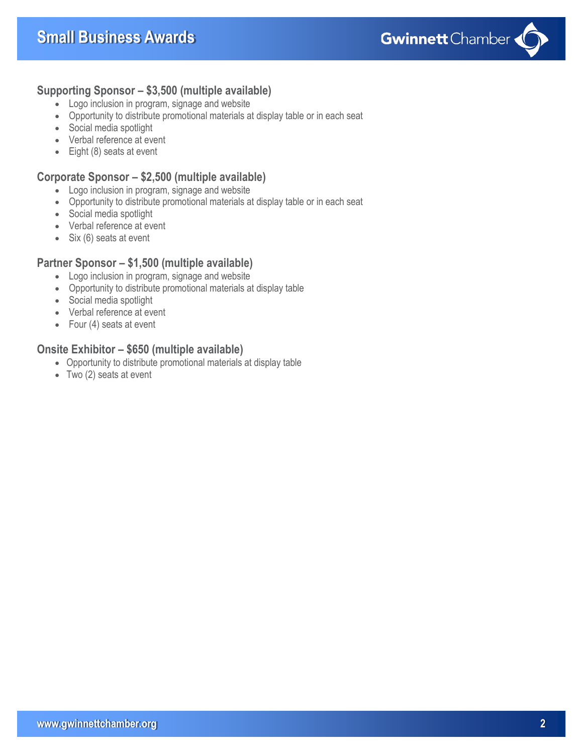### Supporting Sponsor – $3,500 (multiple available)

- Logo inclusion in program, signage and website
- Opportunity to distribute promotional materials at display table or in each seat
- Social media spotlight
- Verbal reference at event
- Eight (8) seats at event

### Corporate Sponsor – $2,500 (multiple available)

- Logo inclusion in program, signage and website
- Opportunity to distribute promotional materials at display table or in each seat
- Social media spotlight
- Verbal reference at event
- Six (6) seats at event

### Partner Sponsor – $1,500 (multiple available)

- Logo inclusion in program, signage and website
- Opportunity to distribute promotional materials at display table
- Social media spotlight
- Verbal reference at event
- Four (4) seats at event

### Onsite Exhibitor – $650 (multiple available)

- Opportunity to distribute promotional materials at display table
- Two (2) seats at event